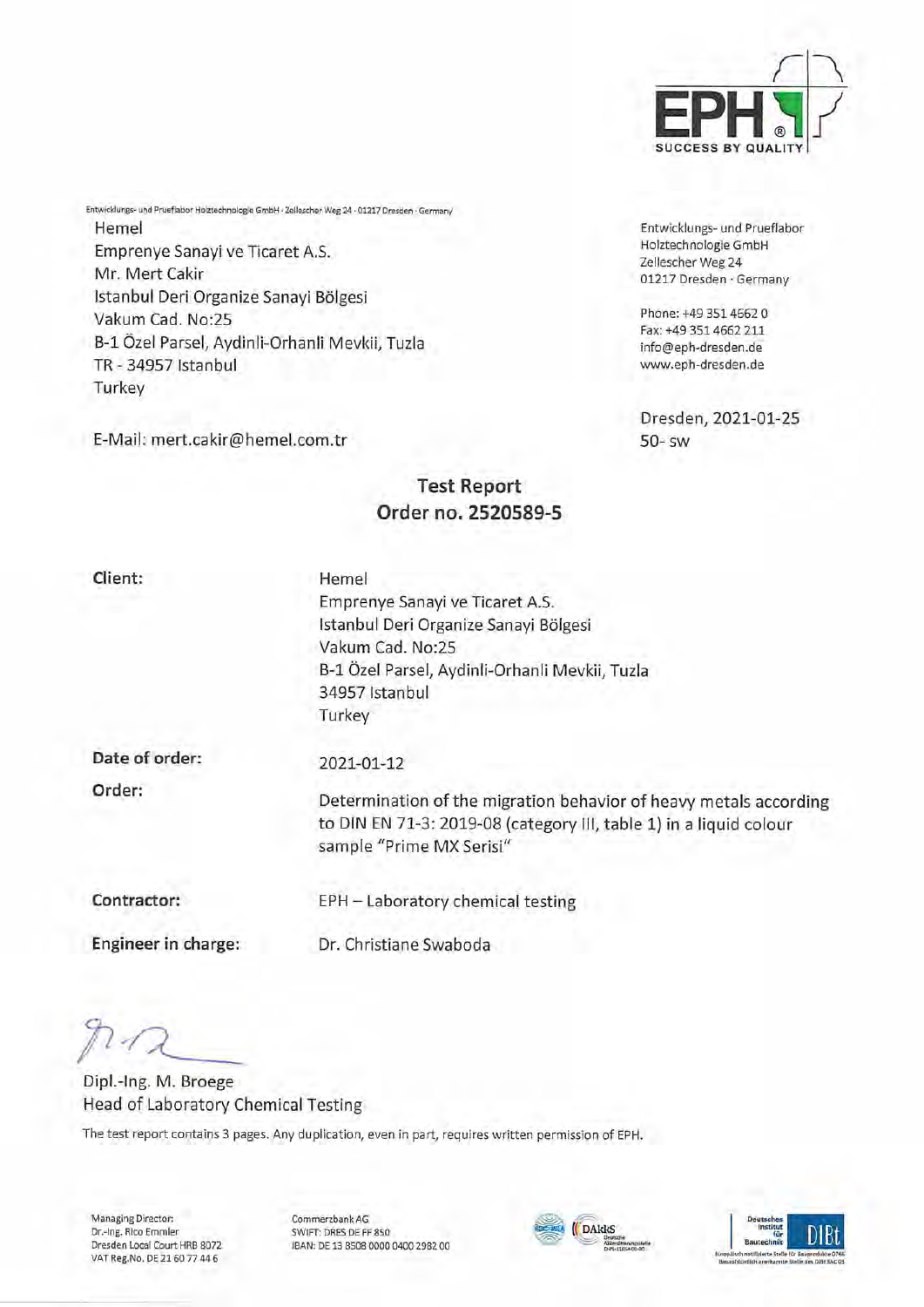EPH

SUCCESS BY QUALITY

Entwicklungs- und Prueflabor Holztechnologie GmbH · Zellescher Weg 24 · 01217 Dresden · Germany

Hemel
Emprenye Sanayi ve Ticaret A.S.
Mr. Mert Cakir
Istanbul Deri Organize Sanayi Bölgesi
Vakum Cad. No:25
B-1 Özel Parsel, Aydinli-Orhanli Mevkii, Tuzla
TR - 34957 Istanbul
Turkey

E-Mail: mert.cakir@hemel.com.tr

Entwicklungs- und Prueflabor
Holztechnologie GmbH
Zellescher Weg 24
01217 Dresden · Germany

Phone: +49 351 4662 0
Fax: +49 351 4662 211
info@eph-dresden.de
www.eph-dresden.de

Dresden, 2021-01-25
50- sw

## Test Report
## Order no. 2520589-5

**Client:**

Hemel
Emprenye Sanayi ve Ticaret A.S.
Istanbul Deri Organize Sanayi Bölgesi
Vakum Cad. No:25
B-1 Özel Parsel, Aydinli-Orhanli Mevkii, Tuzla
34957 Istanbul
Turkey

**Date of order:** 2021-01-12

**Order:** Determination of the migration behavior of heavy metals according to DIN EN 71-3: 2019-08 (category III, table 1) in a liquid colour sample "Prime MX Serisi"

**Contractor:** EPH – Laboratory chemical testing

**Engineer in charge:** Dr. Christiane Swaboda

Dipl.-Ing. M. Broege
Head of Laboratory Chemical Testing

The test report contains 3 pages. Any duplication, even in part, requires written permission of EPH.

Managing Director:
Dr.-Ing. Rico Emmler
Dresden Local Court HRB 8072
VAT Reg.No. DE 21 60 77 44 6

Commerzbank AG
SWIFT: DRES DE FF 850
IBAN: DE 13 8508 0000 0400 2982 00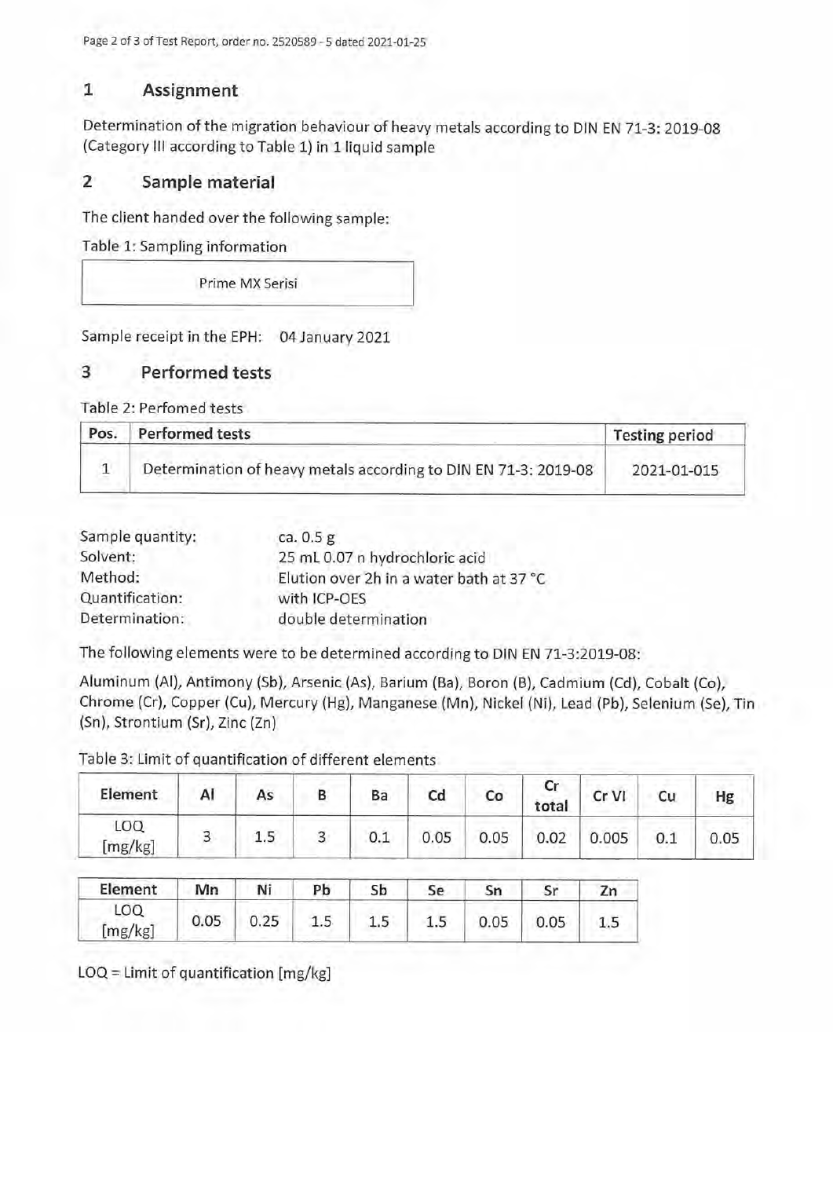## 1 Assignment

Determination of the migration behaviour of heavy metals according to DIN EN 71-3: 2019-08 (Category III according to Table 1) in 1 liquid sample

## 2 Sample material

The client handed over the following sample:

Table 1: Sampling information

| Prime MX Serisi |
|---|

Sample receipt in the EPH: 04 January 2021

## 3 Performed tests

Table 2: Perfomed tests

| Pos. | Performed tests | Testing period |
|---|---|---|
| 1 | Determination of heavy metals according to DIN EN 71-3: 2019-08 | 2021-01-015 |

Sample quantity: ca. 0.5 g
Solvent: 25 mL 0.07 n hydrochloric acid
Method: Elution over 2h in a water bath at 37 °C
Quantification: with ICP-OES
Determination: double determination

The following elements were to be determined according to DIN EN 71-3:2019-08:

Aluminum (Al), Antimony (Sb), Arsenic (As), Barium (Ba), Boron (B), Cadmium (Cd), Cobalt (Co), Chrome (Cr), Copper (Cu), Mercury (Hg), Manganese (Mn), Nickel (Ni), Lead (Pb), Selenium (Se), Tin (Sn), Strontium (Sr), Zinc (Zn)

Table 3: Limit of quantification of different elements

| Element | Al | As | B | Ba | Cd | Co | Cr total | Cr VI | Cu | Hg |
|---|---|---|---|---|---|---|---|---|---|---|
| LOQ [mg/kg] | 3 | 1.5 | 3 | 0.1 | 0.05 | 0.05 | 0.02 | 0.005 | 0.1 | 0.05 |

| Element | Mn | Ni | Pb | Sb | Se | Sn | Sr | Zn |
|---|---|---|---|---|---|---|---|---|
| LOQ [mg/kg] | 0.05 | 0.25 | 1.5 | 1.5 | 1.5 | 0.05 | 0.05 | 1.5 |

LOQ = Limit of quantification [mg/kg]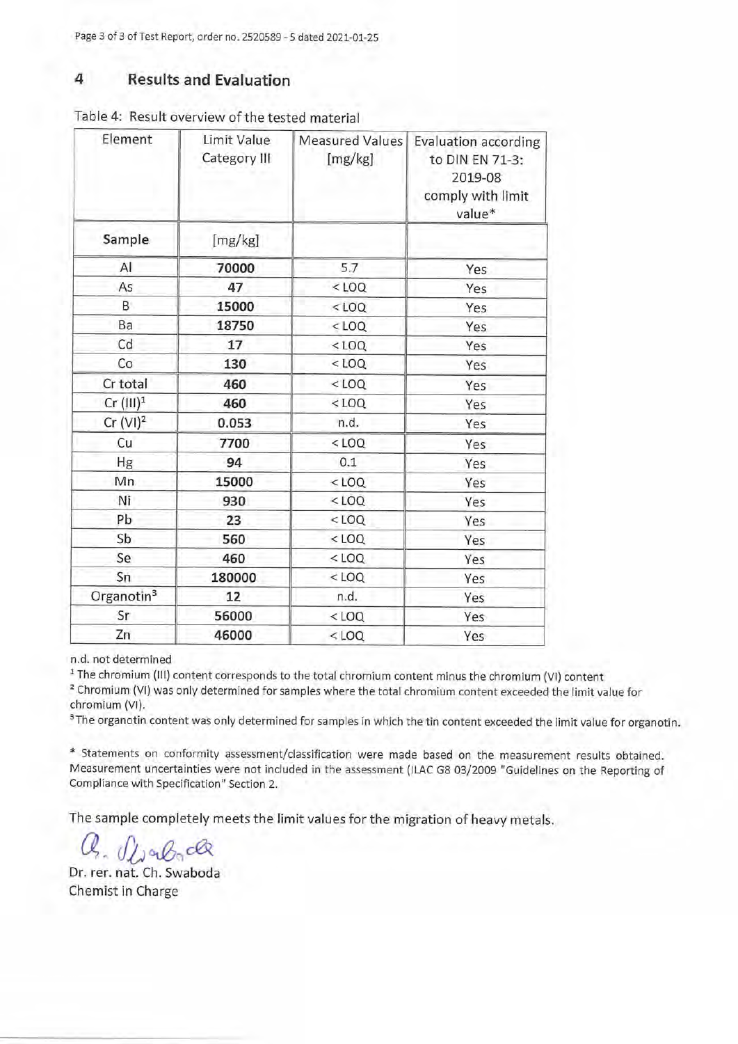## 4 Results and Evaluation

Table 4: Result overview of the tested material

| Element | Limit Value Category III | Measured Values [mg/kg] | Evaluation according to DIN EN 71-3: 2019-08 comply with limit value* |
|---|---|---|---|
| **Sample** | [mg/kg] | | |
| Al | **70000** | 5.7 | Yes |
| As | **47** | < LOQ | Yes |
| B | **15000** | < LOQ | Yes |
| Ba | **18750** | < LOQ | Yes |
| Cd | **17** | < LOQ | Yes |
| Co | **130** | < LOQ | Yes |
| Cr total | **460** | < LOQ | Yes |
| Cr (III)[1] | **460** | < LOQ | Yes |
| Cr (VI)[2] | **0.053** | n.d. | Yes |
| Cu | **7700** | < LOQ | Yes |
| Hg | **94** | 0.1 | Yes |
| Mn | **15000** | < LOQ | Yes |
| Ni | **930** | < LOQ | Yes |
| Pb | **23** | < LOQ | Yes |
| Sb | **560** | < LOQ | Yes |
| Se | **460** | < LOQ | Yes |
| Sn | **180000** | < LOQ | Yes |
| Organotin[3] | **12** | n.d. | Yes |
| Sr | **56000** | < LOQ | Yes |
| Zn | **46000** | < LOQ | Yes |

n.d. not determined

[1] The chromium (III) content corresponds to the total chromium content minus the chromium (VI) content

[2] Chromium (VI) was only determined for samples where the total chromium content exceeded the limit value for chromium (VI).

[3] The organotin content was only determined for samples in which the tin content exceeded the limit value for organotin.

* Statements on conformity assessment/classification were made based on the measurement results obtained. Measurement uncertainties were not included in the assessment (ILAC G8 03/2009 "Guidelines on the Reporting of Compliance with Specification" Section 2.

The sample completely meets the limit values for the migration of heavy metals.

Dr. rer. nat. Ch. Swaboda
Chemist in Charge